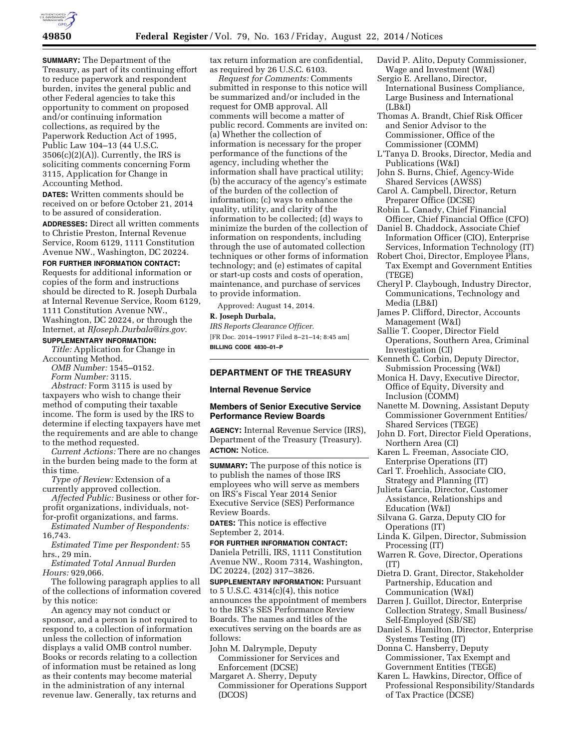**SUMMARY:** The Department of the Treasury, as part of its continuing effort to reduce paperwork and respondent burden, invites the general public and other Federal agencies to take this opportunity to comment on proposed and/or continuing information collections, as required by the Paperwork Reduction Act of 1995, Public Law 104–13 (44 U.S.C. 3506(c)(2)(A)). Currently, the IRS is soliciting comments concerning Form 3115, Application for Change in Accounting Method.

**DATES:** Written comments should be received on or before October 21, 2014 to be assured of consideration.

**ADDRESSES:** Direct all written comments to Christie Preston, Internal Revenue Service, Room 6129, 1111 Constitution Avenue NW., Washington, DC 20224.

**FOR FURTHER INFORMATION CONTACT:** Requests for additional information or copies of the form and instructions should be directed to R. Joseph Durbala at Internal Revenue Service, Room 6129, 1111 Constitution Avenue NW., Washington, DC 20224, or through the Internet, at *RJoseph.Durbala@irs.gov*.

**SUPPLEMENTARY INFORMATION:**

*Title:* Application for Change in Accounting Method.

*OMB Number:* 1545–0152.

*Form Number:* 3115.

*Abstract:* Form 3115 is used by taxpayers who wish to change their method of computing their taxable income. The form is used by the IRS to determine if electing taxpayers have met the requirements and are able to change to the method requested.

*Current Actions:* There are no changes in the burden being made to the form at this time.

*Type of Review:* Extension of a currently approved collection.

*Affected Public:* Business or other for-profit organizations, individuals, not-for-profit organizations, and farms.

*Estimated Number of Respondents:* 16,743.

*Estimated Time per Respondent:* 55 hrs., 29 min.

*Estimated Total Annual Burden Hours:* 929,066.

The following paragraph applies to all of the collections of information covered by this notice:

An agency may not conduct or sponsor, and a person is not required to respond to, a collection of information unless the collection of information displays a valid OMB control number. Books or records relating to a collection of information must be retained as long as their contents may become material in the administration of any internal revenue law. Generally, tax returns and tax return information are confidential, as required by 26 U.S.C. 6103.

*Request for Comments:* Comments submitted in response to this notice will be summarized and/or included in the request for OMB approval. All comments will become a matter of public record. Comments are invited on: (a) Whether the collection of information is necessary for the proper performance of the functions of the agency, including whether the information shall have practical utility; (b) the accuracy of the agency's estimate of the burden of the collection of information; (c) ways to enhance the quality, utility, and clarity of the information to be collected; (d) ways to minimize the burden of the collection of information on respondents, including through the use of automated collection techniques or other forms of information technology; and (e) estimates of capital or start-up costs and costs of operation, maintenance, and purchase of services to provide information.

Approved: August 14, 2014.

**R. Joseph Durbala,**

*IRS Reports Clearance Officer.*

[FR Doc. 2014–19917 Filed 8–21–14; 8:45 am]

**BILLING CODE 4830–01–P**

---

## DEPARTMENT OF THE TREASURY

### Internal Revenue Service

### Members of Senior Executive Service Performance Review Boards

**AGENCY:** Internal Revenue Service (IRS), Department of the Treasury (Treasury).

**ACTION:** Notice.

**SUMMARY:** The purpose of this notice is to publish the names of those IRS employees who will serve as members on IRS's Fiscal Year 2014 Senior Executive Service (SES) Performance Review Boards.

**DATES:** This notice is effective September 2, 2014.

**FOR FURTHER INFORMATION CONTACT:** Daniela Petrilli, IRS, 1111 Constitution Avenue NW., Room 7314, Washington, DC 20224, (202) 317–3826.

**SUPPLEMENTARY INFORMATION:** Pursuant to 5 U.S.C. 4314(c)(4), this notice announces the appointment of members to the IRS's SES Performance Review Boards. The names and titles of the executives serving on the boards are as follows:

John M. Dalrymple, Deputy Commissioner for Services and Enforcement (DCSE)
Margaret A. Sherry, Deputy Commissioner for Operations Support (DCOS)
David P. Alito, Deputy Commissioner, Wage and Investment (W&I)
Sergio E. Arellano, Director, International Business Compliance, Large Business and International (LB&I)
Thomas A. Brandt, Chief Risk Officer and Senior Advisor to the Commissioner, Office of the Commissioner (COMM)
L'Tanya D. Brooks, Director, Media and Publications (W&I)
John S. Burns, Chief, Agency-Wide Shared Services (AWSS)
Carol A. Campbell, Director, Return Preparer Office (DCSE)
Robin L. Canady, Chief Financial Officer, Chief Financial Office (CFO)
Daniel B. Chaddock, Associate Chief Information Officer (CIO), Enterprise Services, Information Technology (IT)
Robert Choi, Director, Employee Plans, Tax Exempt and Government Entities (TEGE)
Cheryl P. Claybough, Industry Director, Communications, Technology and Media (LB&I)
James P. Clifford, Director, Accounts Management (W&I)
Sallie T. Cooper, Director Field Operations, Southern Area, Criminal Investigation (CI)
Kenneth C. Corbin, Deputy Director, Submission Processing (W&I)
Monica H. Davy, Executive Director, Office of Equity, Diversity and Inclusion (COMM)
Nanette M. Downing, Assistant Deputy Commissioner Government Entities/Shared Services (TEGE)
John D. Fort, Director Field Operations, Northern Area (CI)
Karen L. Freeman, Associate CIO, Enterprise Operations (IT)
Carl T. Froehlich, Associate CIO, Strategy and Planning (IT)
Julieta Garcia, Director, Customer Assistance, Relationships and Education (W&I)
Silvana G. Garza, Deputy CIO for Operations (IT)
Linda K. Gilpen, Director, Submission Processing (IT)
Warren R. Gove, Director, Operations (IT)
Dietra D. Grant, Director, Stakeholder Partnership, Education and Communication (W&I)
Darren J. Guillot, Director, Enterprise Collection Strategy, Small Business/Self-Employed (SB/SE)
Daniel S. Hamilton, Director, Enterprise Systems Testing (IT)
Donna C. Hansberry, Deputy Commissioner, Tax Exempt and Government Entities (TEGE)
Karen L. Hawkins, Director, Office of Professional Responsibility/Standards of Tax Practice (DCSE)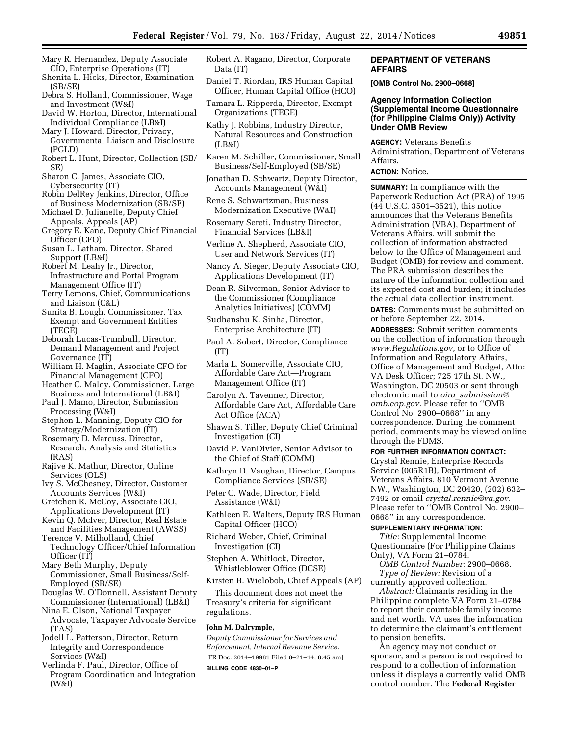Mary R. Hernandez, Deputy Associate CIO, Enterprise Operations (IT)
Shenita L. Hicks, Director, Examination (SB/SE)
Debra S. Holland, Commissioner, Wage and Investment (W&I)
David W. Horton, Director, International Individual Compliance (LB&I)
Mary J. Howard, Director, Privacy, Governmental Liaison and Disclosure (PGLD)
Robert L. Hunt, Director, Collection (SB/SE)
Sharon C. James, Associate CIO, Cybersecurity (IT)
Robin DelRey Jenkins, Director, Office of Business Modernization (SB/SE)
Michael D. Julianelle, Deputy Chief Appeals, Appeals (AP)
Gregory E. Kane, Deputy Chief Financial Officer (CFO)
Susan L. Latham, Director, Shared Support (LB&I)
Robert M. Leahy Jr., Director, Infrastructure and Portal Program Management Office (IT)
Terry Lemons, Chief, Communications and Liaison (C&L)
Sunita B. Lough, Commissioner, Tax Exempt and Government Entities (TEGE)
Deborah Lucas-Trumbull, Director, Demand Management and Project Governance (IT)
William H. Maglin, Associate CFO for Financial Management (CFO)
Heather C. Maloy, Commissioner, Large Business and International (LB&I)
Paul J. Mamo, Director, Submission Processing (W&I)
Stephen L. Manning, Deputy CIO for Strategy/Modernization (IT)
Rosemary D. Marcuss, Director, Research, Analysis and Statistics (RAS)
Rajive K. Mathur, Director, Online Services (OLS)
Ivy S. McChesney, Director, Customer Accounts Services (W&I)
Gretchen R. McCoy, Associate CIO, Applications Development (IT)
Kevin Q. McIver, Director, Real Estate and Facilities Management (AWSS)
Terence V. Milholland, Chief Technology Officer/Chief Information Officer (IT)
Mary Beth Murphy, Deputy Commissioner, Small Business/Self-Employed (SB/SE)
Douglas W. O'Donnell, Assistant Deputy Commissioner (International) (LB&I)
Nina E. Olson, National Taxpayer Advocate, Taxpayer Advocate Service (TAS)
Jodell L. Patterson, Director, Return Integrity and Correspondence Services (W&I)
Verlinda F. Paul, Director, Office of Program Coordination and Integration (W&I)
Robert A. Ragano, Director, Corporate Data (IT)
Daniel T. Riordan, IRS Human Capital Officer, Human Capital Office (HCO)
Tamara L. Ripperda, Director, Exempt Organizations (TEGE)
Kathy J. Robbins, Industry Director, Natural Resources and Construction (LB&I)
Karen M. Schiller, Commissioner, Small Business/Self-Employed (SB/SE)
Jonathan D. Schwartz, Deputy Director, Accounts Management (W&I)
Rene S. Schwartzman, Business Modernization Executive (W&I)
Rosemary Sereti, Industry Director, Financial Services (LB&I)
Verline A. Shepherd, Associate CIO, User and Network Services (IT)
Nancy A. Sieger, Deputy Associate CIO, Applications Development (IT)
Dean R. Silverman, Senior Advisor to the Commissioner (Compliance Analytics Initiatives) (COMM)
Sudhanshu K. Sinha, Director, Enterprise Architecture (IT)
Paul A. Sobert, Director, Compliance (IT)
Marla L. Somerville, Associate CIO, Affordable Care Act—Program Management Office (IT)
Carolyn A. Tavenner, Director, Affordable Care Act, Affordable Care Act Office (ACA)
Shawn S. Tiller, Deputy Chief Criminal Investigation (CI)
David P. VanDivier, Senior Advisor to the Chief of Staff (COMM)
Kathryn D. Vaughan, Director, Campus Compliance Services (SB/SE)
Peter C. Wade, Director, Field Assistance (W&I)
Kathleen E. Walters, Deputy IRS Human Capital Officer (HCO)
Richard Weber, Chief, Criminal Investigation (CI)
Stephen A. Whitlock, Director, Whistleblower Office (DCSE)
Kirsten B. Wielobob, Chief Appeals (AP)

This document does not meet the Treasury's criteria for significant regulations.

**John M. Dalrymple,**

*Deputy Commissioner for Services and Enforcement, Internal Revenue Service.*

[FR Doc. 2014–19981 Filed 8–21–14; 8:45 am]

**BILLING CODE 4830–01–P**

## DEPARTMENT OF VETERANS AFFAIRS

**[OMB Control No. 2900–0668]**

### Agency Information Collection (Supplemental Income Questionnaire (for Philippine Claims Only)) Activity Under OMB Review

**AGENCY:** Veterans Benefits Administration, Department of Veterans Affairs.

**ACTION:** Notice.

**SUMMARY:** In compliance with the Paperwork Reduction Act (PRA) of 1995 (44 U.S.C. 3501–3521), this notice announces that the Veterans Benefits Administration (VBA), Department of Veterans Affairs, will submit the collection of information abstracted below to the Office of Management and Budget (OMB) for review and comment. The PRA submission describes the nature of the information collection and its expected cost and burden; it includes the actual data collection instrument.

**DATES:** Comments must be submitted on or before September 22, 2014.

**ADDRESSES:** Submit written comments on the collection of information through *www.Regulations.gov,* or to Office of Information and Regulatory Affairs, Office of Management and Budget, Attn: VA Desk Officer; 725 17th St. NW., Washington, DC 20503 or sent through electronic mail to *oira_submission@omb.eop.gov.* Please refer to "OMB Control No. 2900–0668" in any correspondence. During the comment period, comments may be viewed online through the FDMS.

**FOR FURTHER INFORMATION CONTACT:** Crystal Rennie, Enterprise Records Service (005R1B), Department of Veterans Affairs, 810 Vermont Avenue NW., Washington, DC 20420, (202) 632–7492 or email *crystal.rennie@va.gov.* Please refer to "OMB Control No. 2900–0668" in any correspondence.

**SUPPLEMENTARY INFORMATION:**

*Title:* Supplemental Income Questionnaire (For Philippine Claims Only), VA Form 21–0784.

*OMB Control Number:* 2900–0668.

*Type of Review:* Revision of a currently approved collection.

*Abstract:* Claimants residing in the Philippine complete VA Form 21–0784 to report their countable family income and net worth. VA uses the information to determine the claimant's entitlement to pension benefits.

An agency may not conduct or sponsor, and a person is not required to respond to a collection of information unless it displays a currently valid OMB control number. The **Federal Register**